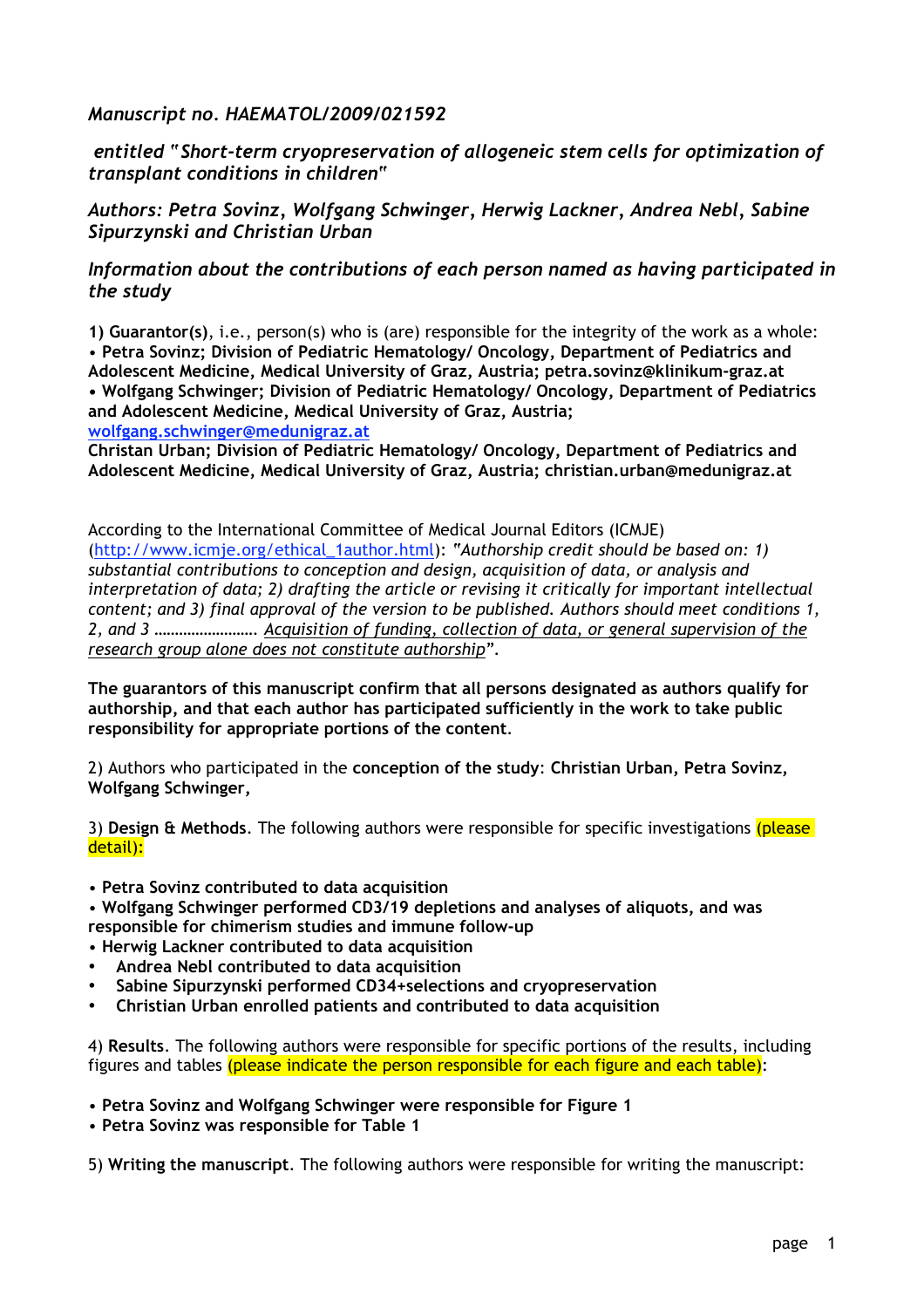*Manuscript no. HAEMATOL/2009/021592*

*entitled "Short-term cryopreservation of allogeneic stem cells for optimization of transplant conditions in children"*

*Authors: Petra Sovinz, Wolfgang Schwinger, Herwig Lackner, Andrea Nebl, Sabine Sipurzynski and Christian Urban*

*Information about the contributions of each person named as having participated in the study*

**1) Guarantor(s)**, i.e., person(s) who is (are) responsible for the integrity of the work as a whole:
**• Petra Sovinz; Division of Pediatric Hematology/ Oncology, Department of Pediatrics and Adolescent Medicine, Medical University of Graz, Austria; petra.sovinz@klinikum-graz.at**
**• Wolfgang Schwinger; Division of Pediatric Hematology/ Oncology, Department of Pediatrics and Adolescent Medicine, Medical University of Graz, Austria; wolfgang.schwinger@medunigraz.at**
**Christan Urban; Division of Pediatric Hematology/ Oncology, Department of Pediatrics and Adolescent Medicine, Medical University of Graz, Austria; christian.urban@medunigraz.at**

According to the International Committee of Medical Journal Editors (ICMJE) (http://www.icmje.org/ethical_1author.html): *"Authorship credit should be based on: 1) substantial contributions to conception and design, acquisition of data, or analysis and interpretation of data; 2) drafting the article or revising it critically for important intellectual content; and 3) final approval of the version to be published. Authors should meet conditions 1, 2, and 3 ……………………. Acquisition of funding, collection of data, or general supervision of the research group alone does not constitute authorship"*.

**The guarantors of this manuscript confirm that all persons designated as authors qualify for authorship, and that each author has participated sufficiently in the work to take public responsibility for appropriate portions of the content.**

2) Authors who participated in the **conception of the study**: **Christian Urban, Petra Sovinz, Wolfgang Schwinger,**

3) **Design & Methods**. The following authors were responsible for specific investigations (please detail):

- **Petra Sovinz contributed to data acquisition**
- **Wolfgang Schwinger performed CD3/19 depletions and analyses of aliquots, and was responsible for chimerism studies and immune follow-up**
- **Herwig Lackner contributed to data acquisition**
- **Andrea Nebl contributed to data acquisition**
- **Sabine Sipurzynski performed CD34+selections and cryopreservation**
- **Christian Urban enrolled patients and contributed to data acquisition**

4) **Results**. The following authors were responsible for specific portions of the results, including figures and tables (please indicate the person responsible for each figure and each table):

- **Petra Sovinz and Wolfgang Schwinger were responsible for Figure 1**
- **Petra Sovinz was responsible for Table 1**

5) **Writing the manuscript**. The following authors were responsible for writing the manuscript: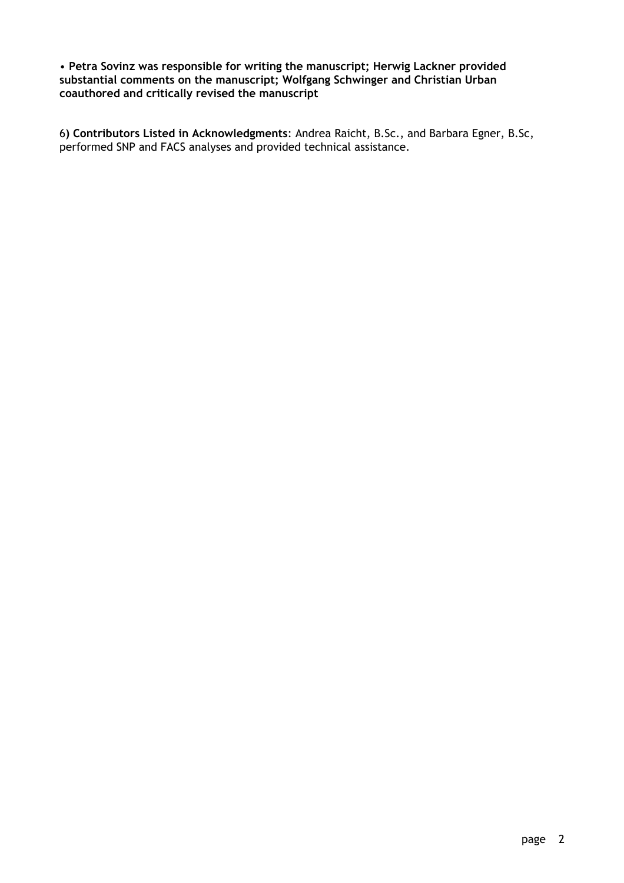• **Petra Sovinz was responsible for writing the manuscript; Herwig Lackner provided substantial comments on the manuscript; Wolfgang Schwinger and Christian Urban coauthored and critically revised the manuscript**

6**) Contributors Listed in Acknowledgments**: Andrea Raicht, B.Sc., and Barbara Egner, B.Sc, performed SNP and FACS analyses and provided technical assistance.